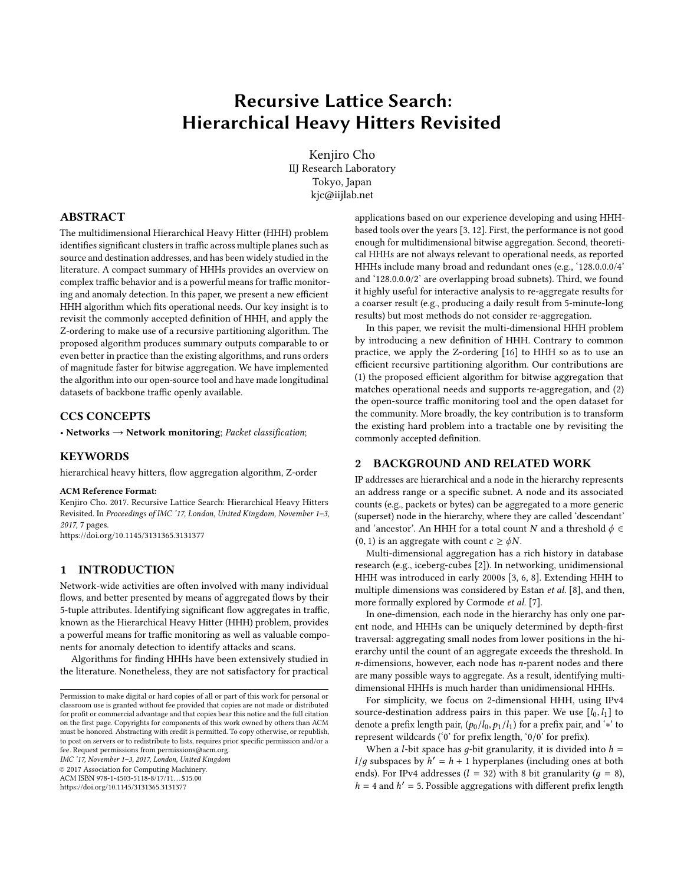# Recursive Lattice Search: Hierarchical Heavy Hitters Revisited

Kenjiro Cho
IIJ Research Laboratory
Tokyo, Japan
kjc@iijlab.net

## ABSTRACT

The multidimensional Hierarchical Heavy Hitter (HHH) problem identifies significant clusters in traffic across multiple planes such as source and destination addresses, and has been widely studied in the literature. A compact summary of HHHs provides an overview on complex traffic behavior and is a powerful means for traffic monitoring and anomaly detection. In this paper, we present a new efficient HHH algorithm which fits operational needs. Our key insight is to revisit the commonly accepted definition of HHH, and apply the Z-ordering to make use of a recursive partitioning algorithm. The proposed algorithm produces summary outputs comparable to or even better in practice than the existing algorithms, and runs orders of magnitude faster for bitwise aggregation. We have implemented the algorithm into our open-source tool and have made longitudinal datasets of backbone traffic openly available.

## CCS CONCEPTS

• **Networks → Network monitoring**; *Packet classification*;

## KEYWORDS

hierarchical heavy hitters, flow aggregation algorithm, Z-order

**ACM Reference Format:**
Kenjiro Cho. 2017. Recursive Lattice Search: Hierarchical Heavy Hitters Revisited. In *Proceedings of IMC '17, London, United Kingdom, November 1–3, 2017,* 7 pages.
https://doi.org/10.1145/3131365.3131377

## 1 INTRODUCTION

Network-wide activities are often involved with many individual flows, and better presented by means of aggregated flows by their 5-tuple attributes. Identifying significant flow aggregates in traffic, known as the Hierarchical Heavy Hitter (HHH) problem, provides a powerful means for traffic monitoring as well as valuable components for anomaly detection to identify attacks and scans.

Algorithms for finding HHHs have been extensively studied in the literature. Nonetheless, they are not satisfactory for practical applications based on our experience developing and using HHH-based tools over the years [3, 12]. First, the performance is not good enough for multidimensional bitwise aggregation. Second, theoretical HHHs are not always relevant to operational needs, as reported HHHs include many broad and redundant ones (e.g., '128.0.0.0/4' and '128.0.0.0/2' are overlapping broad subnets). Third, we found it highly useful for interactive analysis to re-aggregate results for a coarser result (e.g., producing a daily result from 5-minute-long results) but most methods do not consider re-aggregation.

In this paper, we revisit the multi-dimensional HHH problem by introducing a new definition of HHH. Contrary to common practice, we apply the Z-ordering [16] to HHH so as to use an efficient recursive partitioning algorithm. Our contributions are (1) the proposed efficient algorithm for bitwise aggregation that matches operational needs and supports re-aggregation, and (2) the open-source traffic monitoring tool and the open dataset for the community. More broadly, the key contribution is to transform the existing hard problem into a tractable one by revisiting the commonly accepted definition.

## 2 BACKGROUND AND RELATED WORK

IP addresses are hierarchical and a node in the hierarchy represents an address range or a specific subnet. A node and its associated counts (e.g., packets or bytes) can be aggregated to a more generic (superset) node in the hierarchy, where they are called 'descendant' and 'ancestor'. An HHH for a total count $N$ and a threshold $\phi \in (0, 1)$ is an aggregate with count $c \geq \phi N$.

Multi-dimensional aggregation has a rich history in database research (e.g., iceberg-cubes [2]). In networking, unidimensional HHH was introduced in early 2000s [3, 6, 8]. Extending HHH to multiple dimensions was considered by Estan *et al.* [8], and then, more formally explored by Cormode *et al.* [7].

In one-dimension, each node in the hierarchy has only one parent node, and HHHs can be uniquely determined by depth-first traversal: aggregating small nodes from lower positions in the hierarchy until the count of an aggregate exceeds the threshold. In $n$-dimensions, however, each node has $n$-parent nodes and there are many possible ways to aggregate. As a result, identifying multi-dimensional HHHs is much harder than unidimensional HHHs.

For simplicity, we focus on 2-dimensional HHH, using IPv4 source-destination address pairs in this paper. We use $[l_0, l_1]$ to denote a prefix length pair, $(p_0/l_0, p_1/l_1)$ for a prefix pair, and '$*$' to represent wildcards ('0' for prefix length, '0/0' for prefix).

When a $l$-bit space has $g$-bit granularity, it is divided into $h = l/g$ subspaces by $h' = h + 1$ hyperplanes (including ones at both ends). For IPv4 addresses ($l = 32$) with 8 bit granularity ($g = 8$), $h = 4$ and $h' = 5$. Possible aggregations with different prefix length

---

Permission to make digital or hard copies of all or part of this work for personal or classroom use is granted without fee provided that copies are not made or distributed for profit or commercial advantage and that copies bear this notice and the full citation on the first page. Copyrights for components of this work owned by others than ACM must be honored. Abstracting with credit is permitted. To copy otherwise, or republish, to post on servers or to redistribute to lists, requires prior specific permission and/or a fee. Request permissions from permissions@acm.org.
*IMC '17, November 1–3, 2017, London, United Kingdom*
© 2017 Association for Computing Machinery.
ACM ISBN 978-1-4503-5118-8/17/11...$15.00
https://doi.org/10.1145/3131365.3131377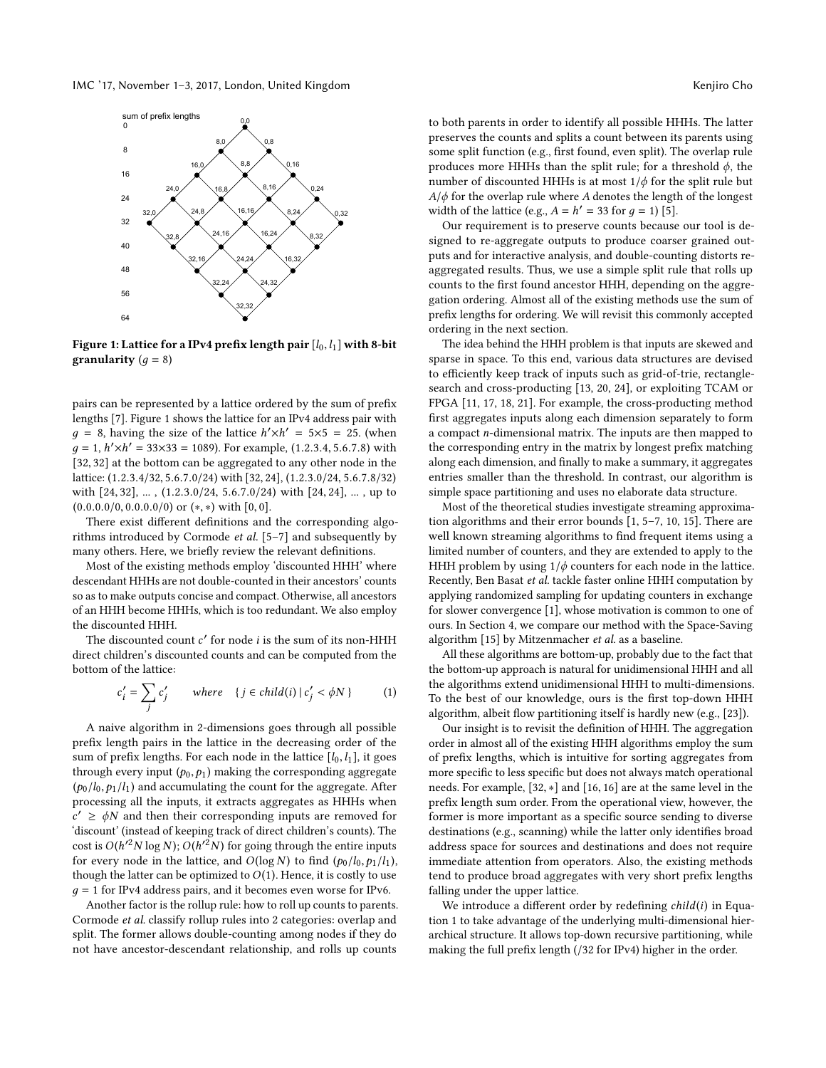Figure 1: Lattice for a IPv4 prefix length pair $[l_0, l_1]$ with 8-bit granularity ($g = 8$)

pairs can be represented by a lattice ordered by the sum of prefix lengths [7]. Figure 1 shows the lattice for an IPv4 address pair with $g = 8$, having the size of the lattice $h' \times h' = 5 \times 5 = 25$. (when $g = 1$, $h' \times h' = 33 \times 33 = 1089$). For example, (1.2.3.4, 5.6.7.8) with [32, 32] at the bottom can be aggregated to any other node in the lattice: (1.2.3.4/32, 5.6.7.0/24) with [32, 24], (1.2.3.0/24, 5.6.7.8/32) with [24, 32], ... , (1.2.3.0/24, 5.6.7.0/24) with [24, 24], ... , up to (0.0.0.0/0, 0.0.0.0/0) or $(*, *)$ with [0, 0].

There exist different definitions and the corresponding algorithms introduced by Cormode *et al.* [5–7] and subsequently by many others. Here, we briefly review the relevant definitions.

Most of the existing methods employ 'discounted HHH' where descendant HHHs are not double-counted in their ancestors' counts so as to make outputs concise and compact. Otherwise, all ancestors of an HHH become HHHs, which is too redundant. We also employ the discounted HHH.

The discounted count $c'$ for node $i$ is the sum of its non-HHH direct children's discounted counts and can be computed from the bottom of the lattice:

$$c'_i = \sum_j c'_j \qquad \textit{where} \quad \{ j \in \textit{child}(i) \mid c'_j < \phi N \} \tag{1}$$

A naive algorithm in 2-dimensions goes through all possible prefix length pairs in the lattice in the decreasing order of the sum of prefix lengths. For each node in the lattice $[l_0, l_1]$, it goes through every input $(p_0, p_1)$ making the corresponding aggregate $(p_0/l_0, p_1/l_1)$ and accumulating the count for the aggregate. After processing all the inputs, it extracts aggregates as HHHs when $c' \geq \phi N$ and then their corresponding inputs are removed for 'discount' (instead of keeping track of direct children's counts). The cost is $O(h'^2 N \log N)$; $O(h'^2 N)$ for going through the entire inputs for every node in the lattice, and $O(\log N)$ to find $(p_0/l_0, p_1/l_1)$, though the latter can be optimized to $O(1)$. Hence, it is costly to use $g = 1$ for IPv4 address pairs, and it becomes even worse for IPv6.

Another factor is the rollup rule: how to roll up counts to parents. Cormode *et al.* classify rollup rules into 2 categories: overlap and split. The former allows double-counting among nodes if they do not have ancestor-descendant relationship, and rolls up counts to both parents in order to identify all possible HHHs. The latter preserves the counts and splits a count between its parents using some split function (e.g., first found, even split). The overlap rule produces more HHHs than the split rule; for a threshold $\phi$, the number of discounted HHHs is at most $1/\phi$ for the split rule but $A/\phi$ for the overlap rule where $A$ denotes the length of the longest width of the lattice (e.g., $A = h' = 33$ for $g = 1$) [5].

Our requirement is to preserve counts because our tool is designed to re-aggregate outputs to produce coarser grained outputs and for interactive analysis, and double-counting distorts re-aggregated results. Thus, we use a simple split rule that rolls up counts to the first found ancestor HHH, depending on the aggregation ordering. Almost all of the existing methods use the sum of prefix lengths for ordering. We will revisit this commonly accepted ordering in the next section.

The idea behind the HHH problem is that inputs are skewed and sparse in space. To this end, various data structures are devised to efficiently keep track of inputs such as grid-of-trie, rectangle-search and cross-producting [13, 20, 24], or exploiting TCAM or FPGA [11, 17, 18, 21]. For example, the cross-producting method first aggregates inputs along each dimension separately to form a compact $n$-dimensional matrix. The inputs are then mapped to the corresponding entry in the matrix by longest prefix matching along each dimension, and finally to make a summary, it aggregates entries smaller than the threshold. In contrast, our algorithm is simple space partitioning and uses no elaborate data structure.

Most of the theoretical studies investigate streaming approximation algorithms and their error bounds [1, 5–7, 10, 15]. There are well known streaming algorithms to find frequent items using a limited number of counters, and they are extended to apply to the HHH problem by using $1/\phi$ counters for each node in the lattice. Recently, Ben Basat *et al.* tackle faster online HHH computation by applying randomized sampling for updating counters in exchange for slower convergence [1], whose motivation is common to one of ours. In Section 4, we compare our method with the Space-Saving algorithm [15] by Mitzenmacher *et al.* as a baseline.

All these algorithms are bottom-up, probably due to the fact that the bottom-up approach is natural for unidimensional HHH and all the algorithms extend unidimensional HHH to multi-dimensions. To the best of our knowledge, ours is the first top-down HHH algorithm, albeit flow partitioning itself is hardly new (e.g., [23]).

Our insight is to revisit the definition of HHH. The aggregation order in almost all of the existing HHH algorithms employ the sum of prefix lengths, which is intuitive for sorting aggregates from more specific to less specific but does not always match operational needs. For example, $[32, *]$ and $[16, 16]$ are at the same level in the prefix length sum order. From the operational view, however, the former is more important as a specific source sending to diverse destinations (e.g., scanning) while the latter only identifies broad address space for sources and destinations and does not require immediate attention from operators. Also, the existing methods tend to produce broad aggregates with very short prefix lengths falling under the upper lattice.

We introduce a different order by redefining $\textit{child}(i)$ in Equation 1 to take advantage of the underlying multi-dimensional hierarchical structure. It allows top-down recursive partitioning, while making the full prefix length (/32 for IPv4) higher in the order.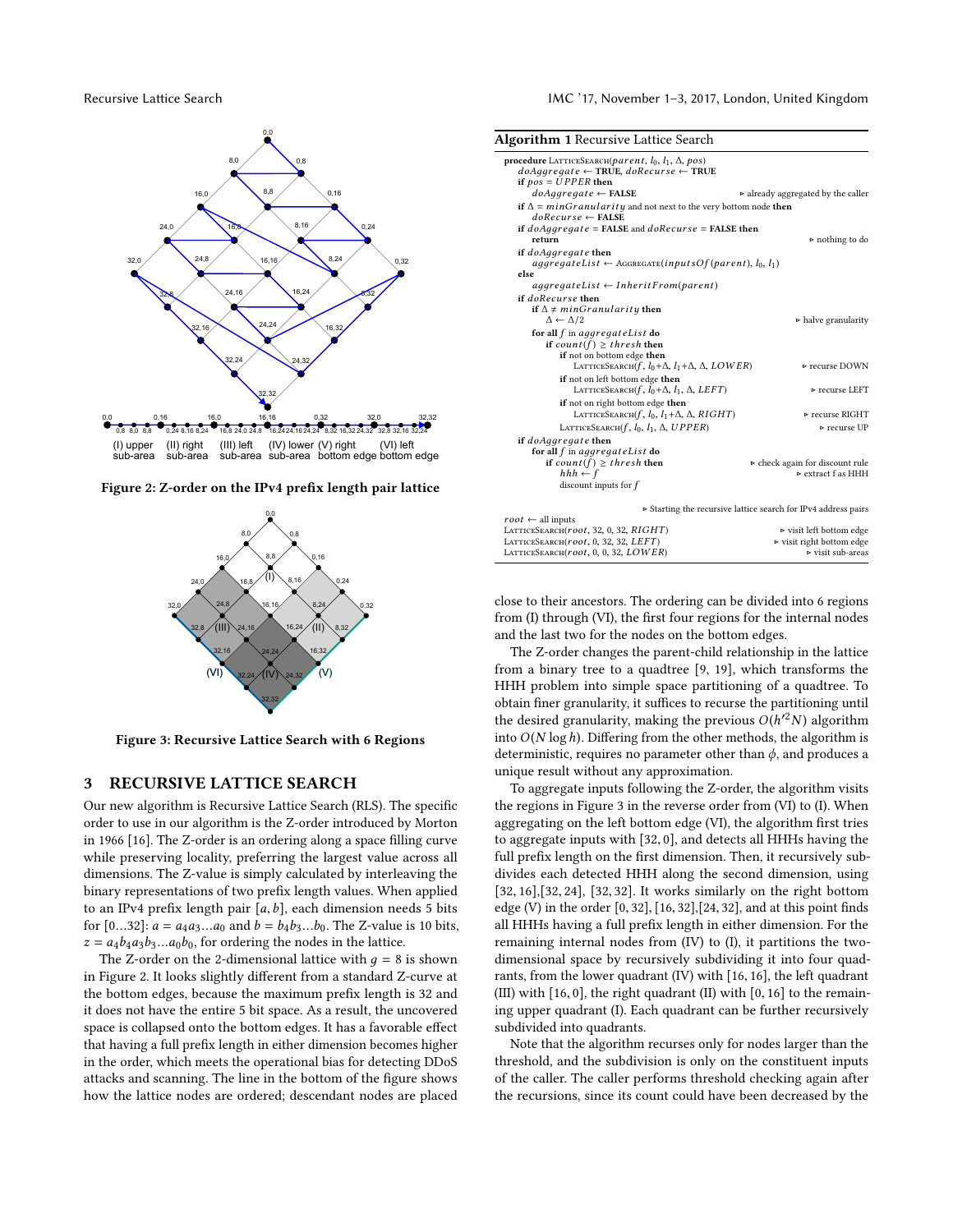Figure 2: Z-order on the IPv4 prefix length pair lattice

Figure 3: Recursive Lattice Search with 6 Regions

## 3 RECURSIVE LATTICE SEARCH

Our new algorithm is Recursive Lattice Search (RLS). The specific order to use in our algorithm is the Z-order introduced by Morton in 1966 [16]. The Z-order is an ordering along a space filling curve while preserving locality, preferring the largest value across all dimensions. The Z-value is simply calculated by interleaving the binary representations of two prefix length values. When applied to an IPv4 prefix length pair $[a, b]$, each dimension needs 5 bits for $[0...32]$: $a = a_4a_3...a_0$ and $b = b_4b_3...b_0$. The Z-value is 10 bits, $z = a_4b_4a_3b_3...a_0b_0$, for ordering the nodes in the lattice.

The Z-order on the 2-dimensional lattice with $g = 8$ is shown in Figure 2. It looks slightly different from a standard Z-curve at the bottom edges, because the maximum prefix length is 32 and it does not have the entire 5 bit space. As a result, the uncovered space is collapsed onto the bottom edges. It has a favorable effect that having a full prefix length in either dimension becomes higher in the order, which meets the operational bias for detecting DDoS attacks and scanning. The line in the bottom of the figure shows how the lattice nodes are ordered; descendant nodes are placed close to their ancestors. The ordering can be divided into 6 regions from (I) through (VI), the first four regions for the internal nodes and the last two for the nodes on the bottom edges.

The Z-order changes the parent-child relationship in the lattice from a binary tree to a quadtree [9, 19], which transforms the HHH problem into simple space partitioning of a quadtree. To obtain finer granularity, it suffices to recurse the partitioning until the desired granularity, making the previous $O(h'^2N)$ algorithm into $O(N \log h)$. Differing from the other methods, the algorithm is deterministic, requires no parameter other than $\phi$, and produces a unique result without any approximation.

To aggregate inputs following the Z-order, the algorithm visits the regions in Figure 3 in the reverse order from (VI) to (I). When aggregating on the left bottom edge (VI), the algorithm first tries to aggregate inputs with $[32, 0]$, and detects all HHHs having the full prefix length on the first dimension. Then, it recursively subdivides each detected HHH along the second dimension, using $[32, 16]$,$[32, 24]$, $[32, 32]$. It works similarly on the right bottom edge (V) in the order $[0, 32]$, $[16, 32]$,$[24, 32]$, and at this point finds all HHHs having a full prefix length in either dimension. For the remaining internal nodes from (IV) to (I), it partitions the two-dimensional space by recursively subdividing it into four quadrants, from the lower quadrant (IV) with $[16, 16]$, the left quadrant (III) with $[16, 0]$, the right quadrant (II) with $[0, 16]$ to the remaining upper quadrant (I). Each quadrant can be further recursively subdivided into quadrants.

Note that the algorithm recurses only for nodes larger than the threshold, and the subdivision is only on the constituent inputs of the caller. The caller performs threshold checking again after the recursions, since its count could have been decreased by the

**Algorithm 1** Recursive Lattice Search

```
procedure LatticeSearch(parent, l0, l1, Δ, pos)
    doAggregate ← TRUE, doRecurse ← TRUE
    if pos = UPPER then
        doAggregate ← FALSE                          ▹ already aggregated by the caller
    if Δ = minGranularity and not next to the very bottom node then
        doRecurse ← FALSE
    if doAggregate = FALSE and doRecurse = FALSE then
        return                                       ▹ nothing to do
    if doAggregate then
        aggregateList ← Aggregate(inputsOf(parent), l0, l1)
    else
        aggregateList ← InheritFrom(parent)
    if doRecurse then
        if Δ ≠ minGranularity then
            Δ ← Δ/2                                  ▹ halve granularity
        for all f in aggregateList do
            if count(f) ≥ thresh then
                if not on bottom edge then
                    LatticeSearch(f, l0+Δ, l1+Δ, Δ, LOWER)       ▹ recurse DOWN
                if not on left bottom edge then
                    LatticeSearch(f, l0+Δ, l1, Δ, LEFT)          ▹ recurse LEFT
                if not on right bottom edge then
                    LatticeSearch(f, l0, l1+Δ, Δ, RIGHT)         ▹ recurse RIGHT
                LatticeSearch(f, l0, l1, Δ, UPPER)               ▹ recurse UP
    if doAggregate then
        for all f in aggregateList do
            if count(f) ≥ thresh then                ▹ check again for discount rule
                hhh ← f                              ▹ extract f as HHH
                discount inputs for f

                         ▹ Starting the recursive lattice search for IPv4 address pairs
root ← all inputs
LatticeSearch(root, 32, 0, 32, RIGHT)                ▹ visit left bottom edge
LatticeSearch(root, 0, 32, 32, LEFT)                 ▹ visit right bottom edge
LatticeSearch(root, 0, 0, 32, LOWER)                 ▹ visit sub-areas
```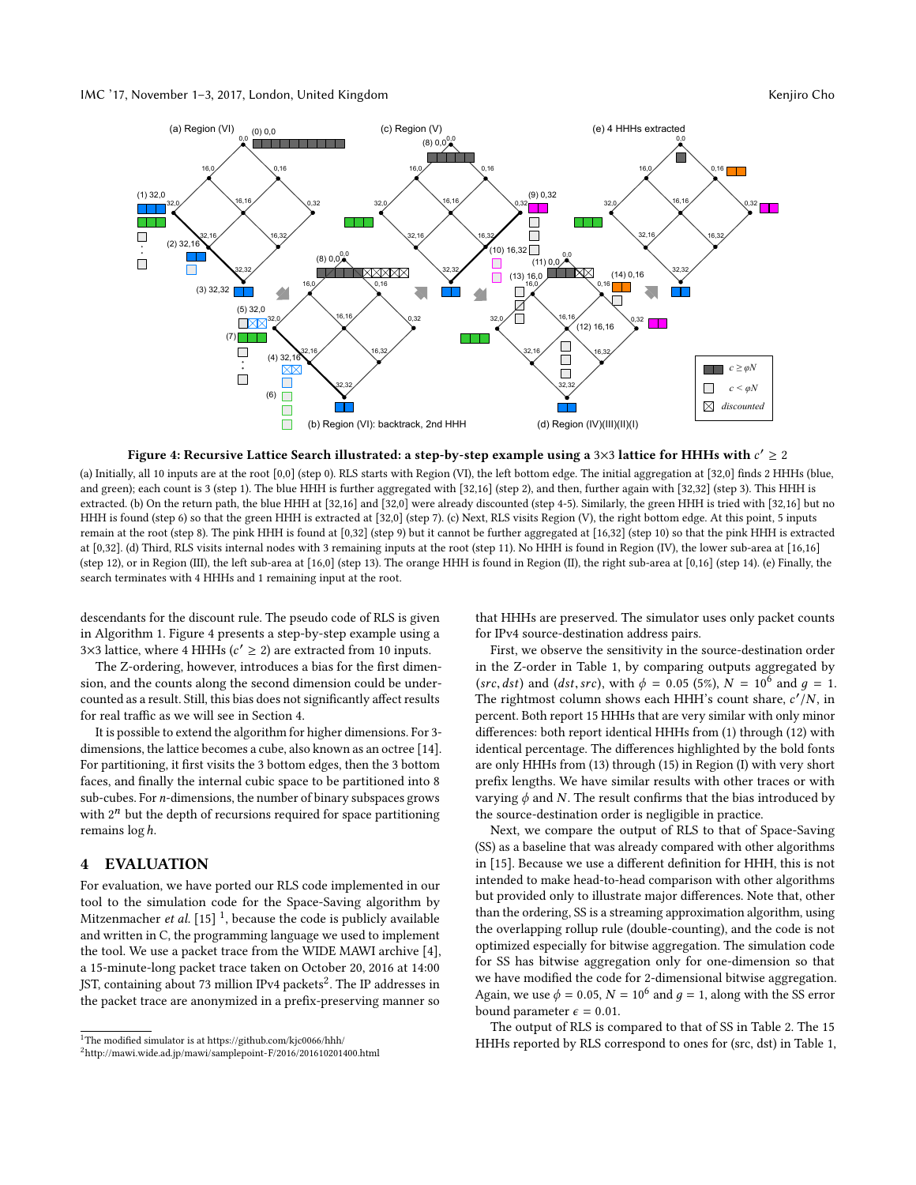**Figure 4: Recursive Lattice Search illustrated: a step-by-step example using a 3×3 lattice for HHHs with $c' \geq 2$**

(a) Initially, all 10 inputs are at the root [0,0] (step 0). RLS starts with Region (VI), the left bottom edge. The initial aggregation at [32,0] finds 2 HHHs (blue, and green); each count is 3 (step 1). The blue HHH is further aggregated with [32,16] (step 2), and then, further again with [32,32] (step 3). This HHH is extracted. (b) On the return path, the blue HHH at [32,16] and [32,0] were already discounted (step 4-5). Similarly, the green HHH is tried with [32,16] but no HHH is found (step 6) so that the green HHH is extracted at [32,0] (step 7). (c) Next, RLS visits Region (V), the right bottom edge. At this point, 5 inputs remain at the root (step 8). The pink HHH is found at [0,32] (step 9) but it cannot be further aggregated at [16,32] (step 10) so that the pink HHH is extracted at [0,32]. (d) Third, RLS visits internal nodes with 3 remaining inputs at the root (step 11). No HHH is found in Region (IV), the lower sub-area at [16,16] (step 12), or in Region (III), the left sub-area at [16,0] (step 13). The orange HHH is found in Region (II), the right sub-area at [0,16] (step 14). (e) Finally, the search terminates with 4 HHHs and 1 remaining input at the root.

descendants for the discount rule. The pseudo code of RLS is given in Algorithm 1. Figure 4 presents a step-by-step example using a 3×3 lattice, where 4 HHHs ($c' \geq 2$) are extracted from 10 inputs.

The Z-ordering, however, introduces a bias for the first dimension, and the counts along the second dimension could be undercounted as a result. Still, this bias does not significantly affect results for real traffic as we will see in Section 4.

It is possible to extend the algorithm for higher dimensions. For 3-dimensions, the lattice becomes a cube, also known as an octree [14]. For partitioning, it first visits the 3 bottom edges, then the 3 bottom faces, and finally the internal cubic space to be partitioned into 8 sub-cubes. For $n$-dimensions, the number of binary subspaces grows with $2^n$ but the depth of recursions required for space partitioning remains $\log h$.

## 4 EVALUATION

For evaluation, we have ported our RLS code implemented in our tool to the simulation code for the Space-Saving algorithm by Mitzenmacher *et al.* [15] [1], because the code is publicly available and written in C, the programming language we used to implement the tool. We use a packet trace from the WIDE MAWI archive [4], a 15-minute-long packet trace taken on October 20, 2016 at 14:00 JST, containing about 73 million IPv4 packets[2]. The IP addresses in the packet trace are anonymized in a prefix-preserving manner so that HHHs are preserved. The simulator uses only packet counts for IPv4 source-destination address pairs.

First, we observe the sensitivity in the source-destination order in the Z-order in Table 1, by comparing outputs aggregated by $(src, dst)$ and $(dst, src)$, with $\phi = 0.05$ (5%), $N = 10^6$ and $g = 1$. The rightmost column shows each HHH's count share, $c'/N$, in percent. Both report 15 HHHs that are very similar with only minor differences: both report identical HHHs from (1) through (12) with identical percentage. The differences highlighted by the bold fonts are only HHHs from (13) through (15) in Region (I) with very short prefix lengths. We have similar results with other traces or with varying $\phi$ and $N$. The result confirms that the bias introduced by the source-destination order is negligible in practice.

Next, we compare the output of RLS to that of Space-Saving (SS) as a baseline that was already compared with other algorithms in [15]. Because we use a different definition for HHH, this is not intended to make head-to-head comparison with other algorithms but provided only to illustrate major differences. Note that, other than the ordering, SS is a streaming approximation algorithm, using the overlapping rollup rule (double-counting), and the code is not optimized especially for bitwise aggregation. The simulation code for SS has bitwise aggregation only for one-dimension so that we have modified the code for 2-dimensional bitwise aggregation. Again, we use $\phi = 0.05$, $N = 10^6$ and $g = 1$, along with the SS error bound parameter $\epsilon = 0.01$.

The output of RLS is compared to that of SS in Table 2. The 15 HHHs reported by RLS correspond to ones for (src, dst) in Table 1,

[1] The modified simulator is at https://github.com/kjc0066/hhh/

[2] http://mawi.wide.ad.jp/mawi/samplepoint-F/2016/201610201400.html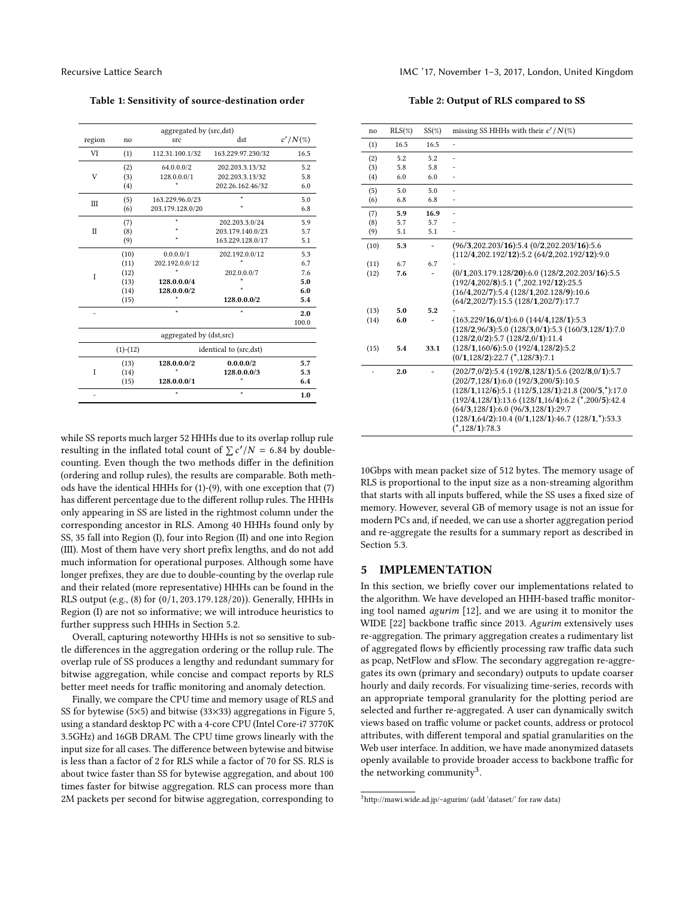**Table 1: Sensitivity of source-destination order**

| region | no | src | dst | $c'/N(\%)$ |
|---|---|---|---|---|
| | | aggregated by (src,dst) | | |
| VI | (1) | 112.31.100.1/32 | 163.229.97.230/32 | 16.5 |
| V | (2) | 64.0.0.0/2 | 202.203.3.13/32 | 5.2 |
| | (3) | 128.0.0.0/1 | 202.203.3.13/32 | 5.8 |
| | (4) | * | 202.26.162.46/32 | 6.0 |
| III | (5) | 163.229.96.0/23 | * | 5.0 |
| | (6) | 203.179.128.0/20 | * | 6.8 |
| II | (7) | * | 202.203.3.0/24 | 5.9 |
| | (8) | * | 203.179.140.0/23 | 5.7 |
| | (9) | * | 163.229.128.0/17 | 5.1 |
| I | (10) | 0.0.0.0/1 | 202.192.0.0/12 | 5.3 |
| | (11) | 202.192.0.0/12 | * | 6.7 |
| | (12) | * | 202.0.0.0/7 | 7.6 |
| | (13) | **128.0.0.0/4** | * | **5.0** |
| | (14) | **128.0.0.0/2** | * | **6.0** |
| | (15) | * | **128.0.0.0/2** | **5.4** |
| - | | * | * | **2.0** |
| | | | | 100.0 |
| | | aggregated by (dst,src) | | |
| | (1)-(12) | identical to (src,dst) | | |
| I | (13) | **128.0.0.0/2** | **0.0.0.0/2** | **5.7** |
| | (14) | * | **128.0.0.0/3** | **5.3** |
| | (15) | **128.0.0.0/1** | * | **6.4** |
| - | | * | * | **1.0** |

while SS reports much larger 52 HHHs due to its overlap rollup rule resulting in the inflated total count of $\sum c'/N = 6.84$ by double-counting. Even though the two methods differ in the definition (ordering and rollup rules), the results are comparable. Both methods have the identical HHHs for (1)-(9), with one exception that (7) has different percentage due to the different rollup rules. The HHHs only appearing in SS are listed in the rightmost column under the corresponding ancestor in RLS. Among 40 HHHs found only by SS, 35 fall into Region (I), four into Region (II) and one into Region (III). Most of them have very short prefix lengths, and do not add much information for operational purposes. Although some have longer prefixes, they are due to double-counting by the overlap rule and their related (more representative) HHHs can be found in the RLS output (e.g., (8) for (0/1, 203.179.128/20)). Generally, HHHs in Region (I) are not so informative; we will introduce heuristics to further suppress such HHHs in Section 5.2.

Overall, capturing noteworthy HHHs is not so sensitive to subtle differences in the aggregation ordering or the rollup rule. The overlap rule of SS produces a lengthy and redundant summary for bitwise aggregation, while concise and compact reports by RLS better meet needs for traffic monitoring and anomaly detection.

Finally, we compare the CPU time and memory usage of RLS and SS for bytewise (5×5) and bitwise (33×33) aggregations in Figure 5, using a standard desktop PC with a 4-core CPU (Intel Core-i7 3770K 3.5GHz) and 16GB DRAM. The CPU time grows linearly with the input size for all cases. The difference between bytewise and bitwise is less than a factor of 2 for RLS while a factor of 70 for SS. RLS is about twice faster than SS for bytewise aggregation, and about 100 times faster for bitwise aggregation. RLS can process more than 2M packets per second for bitwise aggregation, corresponding to 10Gbps with mean packet size of 512 bytes. The memory usage of RLS is proportional to the input size as a non-streaming algorithm that starts with all inputs buffered, while the SS uses a fixed size of memory. However, several GB of memory usage is not an issue for modern PCs and, if needed, we can use a shorter aggregation period and re-aggregate the results for a summary report as described in Section 5.3.

**Table 2: Output of RLS compared to SS**

| no | RLS(%) | SS(%) | missing SS HHHs with their $c'/N(\%)$ |
|---|---|---|---|
| (1) | 16.5 | 16.5 | - |
| (2) | 5.2 | 5.2 | - |
| (3) | 5.8 | 5.8 | - |
| (4) | 6.0 | 6.0 | - |
| (5) | 5.0 | 5.0 | - |
| (6) | 6.8 | 6.8 | - |
| (7) | **5.9** | **16.9** | - |
| (8) | 5.7 | 5.7 | - |
| (9) | 5.1 | 5.1 | - |
| (10) | **5.3** | - | (96/**3**,202.203/**16**):5.4 (0/**2**,202.203/**16**):5.6 (112/**4**,202.192/**12**):5.2 (64/**2**,202.192/**12**):9.0 |
| (11) | 6.7 | 6.7 | - |
| (12) | **7.6** | - | (0/**1**,203.179.128/**20**):6.0 (128/**2**,202.203/**16**):5.5 (192/**4**,202/**8**):5.1 (*,202.192/**12**):25.5 (16/**4**,202/**7**):5.4 (128/**1**,202.128/**9**):10.6 (64/**2**,202/**7**):15.5 (128/**1**,202/**7**):17.7 |
| (13) | **5.0** | **5.2** | - |
| (14) | **6.0** | - | (163.229/**16**,0/**1**):6.0 (144/**4**,128/**1**):5.3 (128/**2**,96/**3**):5.0 (128/**3**,0/**1**):5.3 (160/**3**,128/**1**):7.0 (128/**2**,0/**2**):5.7 (128/**2**,0/**1**):11.4 |
| (15) | **5.4** | **33.1** | (128/**1**,160/**6**):5.0 (192/**4**,128/**2**):5.2 (0/**1**,128/**2**):22.7 (*,128/**3**):7.1 |
| - | **2.0** | - | (202/**7**,0/**2**):5.4 (192/**8**,128/**1**):5.6 (202/**8**,0/**1**):5.7 (202/**7**,128/**1**):6.0 (192/**3**,200/**5**):10.5 (128/**1**,112/**6**):5.1 (112/**5**,128/**1**):21.8 (200/**5**,*):17.0 (192/**4**,128/**1**):13.6 (128/**1**,16/**4**):6.2 (*,200/**5**):42.4 (64/**3**,128/**1**):6.0 (96/**3**,128/**1**):29.7 (128/**1**,64/**2**):10.4 (0/**1**,128/**1**):46.7 (128/**1**,*):53.3 (*,128/**1**):78.3 |

## 5 IMPLEMENTATION

In this section, we briefly cover our implementations related to the algorithm. We have developed an HHH-based traffic monitoring tool named *agurim* [12], and we are using it to monitor the WIDE [22] backbone traffic since 2013. *Agurim* extensively uses re-aggregation. The primary aggregation creates a rudimentary list of aggregated flows by efficiently processing raw traffic data such as pcap, NetFlow and sFlow. The secondary aggregation re-aggregates its own (primary and secondary) outputs to update coarser hourly and daily records. For visualizing time-series, records with an appropriate temporal granularity for the plotting period are selected and further re-aggregated. A user can dynamically switch views based on traffic volume or packet counts, address or protocol attributes, with different temporal and spatial granularities on the Web user interface. In addition, we have made anonymized datasets openly available to provide broader access to backbone traffic for the networking community[3].

[3] http://mawi.wide.ad.jp/~agurim/ (add 'dataset/' for raw data)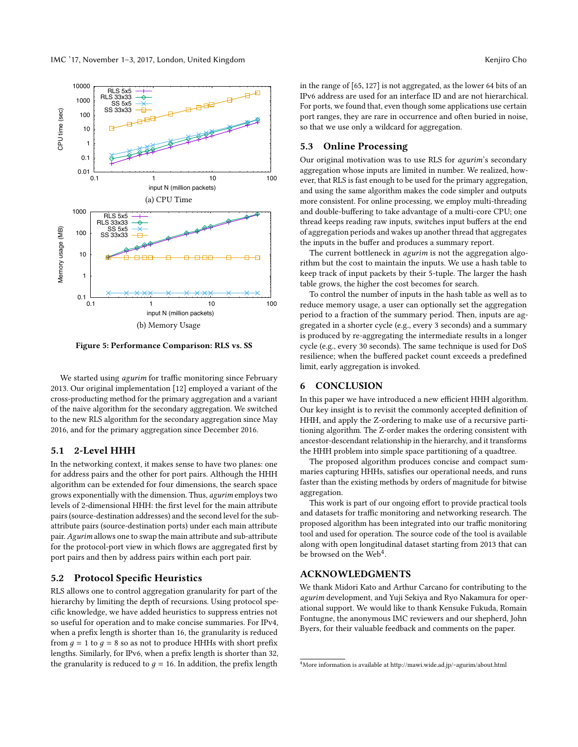RLS 5x5
RLS 33x33
SS 5x5
SS 33x33

CPU time (sec)

10000
1000
100
10
1
0.1
0.01

0.1 1 10 100

input N (million packets)

(a) CPU Time

RLS 5x5
RLS 33x33
SS 5x5
SS 33x33

Memory usage (MB)

1000
100
10
1
0.1

0.1 1 10 100

input N (million packets)

(b) Memory Usage

**Figure 5: Performance Comparison: RLS vs. SS**

We started using *agurim* for traffic monitoring since February 2013. Our original implementation [12] employed a variant of the cross-producting method for the primary aggregation and a variant of the naive algorithm for the secondary aggregation. We switched to the new RLS algorithm for the secondary aggregation since May 2016, and for the primary aggregation since December 2016.

### 5.1 2-Level HHH

In the networking context, it makes sense to have two planes: one for address pairs and the other for port pairs. Although the HHH algorithm can be extended for four dimensions, the search space grows exponentially with the dimension. Thus, *agurim* employs two levels of 2-dimensional HHH: the first level for the main attribute pairs (source-destination addresses) and the second level for the sub-attribute pairs (source-destination ports) under each main attribute pair. *Agurim* allows one to swap the main attribute and sub-attribute for the protocol-port view in which flows are aggregated first by port pairs and then by address pairs within each port pair.

### 5.2 Protocol Specific Heuristics

RLS allows one to control aggregation granularity for part of the hierarchy by limiting the depth of recursions. Using protocol specific knowledge, we have added heuristics to suppress entries not so useful for operation and to make concise summaries. For IPv4, when a prefix length is shorter than 16, the granularity is reduced from $g = 1$ to $g = 8$ so as not to produce HHHs with short prefix lengths. Similarly, for IPv6, when a prefix length is shorter than 32, the granularity is reduced to $g = 16$. In addition, the prefix length in the range of [65, 127] is not aggregated, as the lower 64 bits of an IPv6 address are used for an interface ID and are not hierarchical. For ports, we found that, even though some applications use certain port ranges, they are rare in occurrence and often buried in noise, so that we use only a wildcard for aggregation.

### 5.3 Online Processing

Our original motivation was to use RLS for *agurim*'s secondary aggregation whose inputs are limited in number. We realized, however, that RLS is fast enough to be used for the primary aggregation, and using the same algorithm makes the code simpler and outputs more consistent. For online processing, we employ multi-threading and double-buffering to take advantage of a multi-core CPU; one thread keeps reading raw inputs, switches input buffers at the end of aggregation periods and wakes up another thread that aggregates the inputs in the buffer and produces a summary report.

The current bottleneck in *agurim* is not the aggregation algorithm but the cost to maintain the inputs. We use a hash table to keep track of input packets by their 5-tuple. The larger the hash table grows, the higher the cost becomes for search.

To control the number of inputs in the hash table as well as to reduce memory usage, a user can optionally set the aggregation period to a fraction of the summary period. Then, inputs are aggregated in a shorter cycle (e.g., every 3 seconds) and a summary is produced by re-aggregating the intermediate results in a longer cycle (e.g., every 30 seconds). The same technique is used for DoS resilience; when the buffered packet count exceeds a predefined limit, early aggregation is invoked.

## 6 CONCLUSION

In this paper we have introduced a new efficient HHH algorithm. Our key insight is to revisit the commonly accepted definition of HHH, and apply the Z-ordering to make use of a recursive partitioning algorithm. The Z-order makes the ordering consistent with ancestor-descendant relationship in the hierarchy, and it transforms the HHH problem into simple space partitioning of a quadtree.

The proposed algorithm produces concise and compact summaries capturing HHHs, satisfies our operational needs, and runs faster than the existing methods by orders of magnitude for bitwise aggregation.

This work is part of our ongoing effort to provide practical tools and datasets for traffic monitoring and networking research. The proposed algorithm has been integrated into our traffic monitoring tool and used for operation. The source code of the tool is available along with open longitudinal dataset starting from 2013 that can be browsed on the Web[4].

## ACKNOWLEDGMENTS

We thank Midori Kato and Arthur Carcano for contributing to the *agurim* development, and Yuji Sekiya and Ryo Nakamura for operational support. We would like to thank Kensuke Fukuda, Romain Fontugne, the anonymous IMC reviewers and our shepherd, John Byers, for their valuable feedback and comments on the paper.

[4]More information is available at http://mawi.wide.ad.jp/~agurim/about.html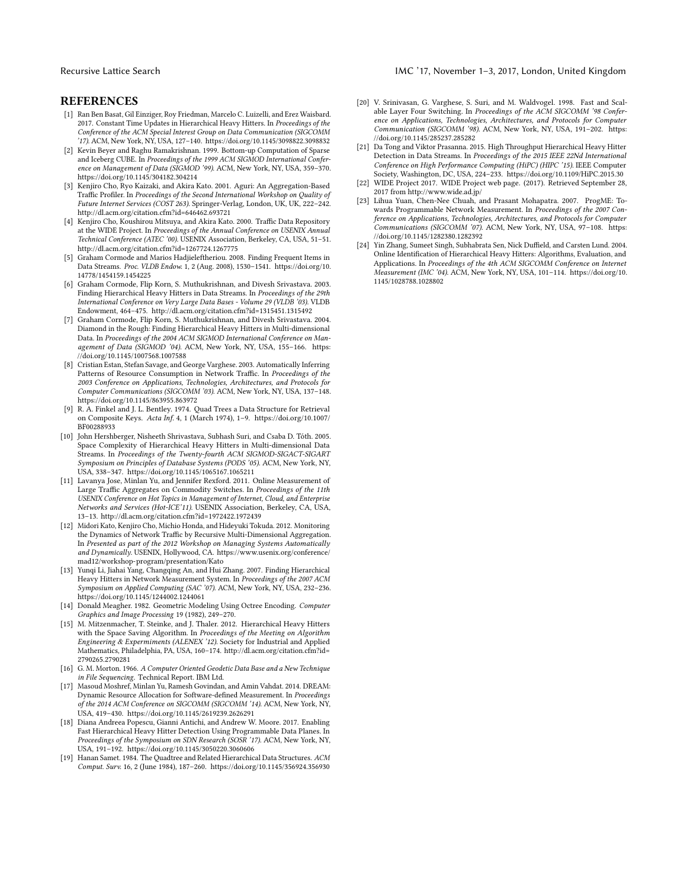## REFERENCES

- [1] Ran Ben Basat, Gil Einziger, Roy Friedman, Marcelo C. Luizelli, and Erez Waisbard. 2017. Constant Time Updates in Hierarchical Heavy Hitters. In *Proceedings of the Conference of the ACM Special Interest Group on Data Communication (SIGCOMM '17)*. ACM, New York, NY, USA, 127–140. https://doi.org/10.1145/3098822.3098832
- [2] Kevin Beyer and Raghu Ramakrishnan. 1999. Bottom-up Computation of Sparse and Iceberg CUBE. In *Proceedings of the 1999 ACM SIGMOD International Conference on Management of Data (SIGMOD '99)*. ACM, New York, NY, USA, 359–370. https://doi.org/10.1145/304182.304214
- [3] Kenjiro Cho, Ryo Kaizaki, and Akira Kato. 2001. Aguri: An Aggregation-Based Traffic Profiler. In *Proceedings of the Second International Workshop on Quality of Future Internet Services (COST 263)*. Springer-Verlag, London, UK, UK, 222–242. http://dl.acm.org/citation.cfm?id=646462.693721
- [4] Kenjiro Cho, Koushirou Mitsuya, and Akira Kato. 2000. Traffic Data Repository at the WIDE Project. In *Proceedings of the Annual Conference on USENIX Annual Technical Conference (ATEC '00)*. USENIX Association, Berkeley, CA, USA, 51–51. http://dl.acm.org/citation.cfm?id=1267724.1267775
- [5] Graham Cormode and Marios Hadjieleftheriou. 2008. Finding Frequent Items in Data Streams. *Proc. VLDB Endow.* 1, 2 (Aug. 2008), 1530–1541. https://doi.org/10.14778/1454159.1454225
- [6] Graham Cormode, Flip Korn, S. Muthukrishnan, and Divesh Srivastava. 2003. Finding Hierarchical Heavy Hitters in Data Streams. In *Proceedings of the 29th International Conference on Very Large Data Bases - Volume 29 (VLDB '03)*. VLDB Endowment, 464–475. http://dl.acm.org/citation.cfm?id=1315451.1315492
- [7] Graham Cormode, Flip Korn, S. Muthukrishnan, and Divesh Srivastava. 2004. Diamond in the Rough: Finding Hierarchical Heavy Hitters in Multi-dimensional Data. In *Proceedings of the 2004 ACM SIGMOD International Conference on Management of Data (SIGMOD '04)*. ACM, New York, NY, USA, 155–166. https://doi.org/10.1145/1007568.1007588
- [8] Cristian Estan, Stefan Savage, and George Varghese. 2003. Automatically Inferring Patterns of Resource Consumption in Network Traffic. In *Proceedings of the 2003 Conference on Applications, Technologies, Architectures, and Protocols for Computer Communications (SIGCOMM '03)*. ACM, New York, NY, USA, 137–148. https://doi.org/10.1145/863955.863972
- [9] R. A. Finkel and J. L. Bentley. 1974. Quad Trees a Data Structure for Retrieval on Composite Keys. *Acta Inf.* 4, 1 (March 1974), 1–9. https://doi.org/10.1007/BF00288933
- [10] John Hershberger, Nisheeth Shrivastava, Subhash Suri, and Csaba D. Tóth. 2005. Space Complexity of Hierarchical Heavy Hitters in Multi-dimensional Data Streams. In *Proceedings of the Twenty-fourth ACM SIGMOD-SIGACT-SIGART Symposium on Principles of Database Systems (PODS '05)*. ACM, New York, NY, USA, 338–347. https://doi.org/10.1145/1065167.1065211
- [11] Lavanya Jose, Minlan Yu, and Jennifer Rexford. 2011. Online Measurement of Large Traffic Aggregates on Commodity Switches. In *Proceedings of the 11th USENIX Conference on Hot Topics in Management of Internet, Cloud, and Enterprise Networks and Services (Hot-ICE'11)*. USENIX Association, Berkeley, CA, USA, 13–13. http://dl.acm.org/citation.cfm?id=1972422.1972439
- [12] Midori Kato, Kenjiro Cho, Michio Honda, and Hideyuki Tokuda. 2012. Monitoring the Dynamics of Network Traffic by Recursive Multi-Dimensional Aggregation. In *Presented as part of the 2012 Workshop on Managing Systems Automatically and Dynamically*. USENIX, Hollywood, CA. https://www.usenix.org/conference/mad12/workshop-program/presentation/Kato
- [13] Yunqi Li, Jiahai Yang, Changqing An, and Hui Zhang. 2007. Finding Hierarchical Heavy Hitters in Network Measurement System. In *Proceedings of the 2007 ACM Symposium on Applied Computing (SAC '07)*. ACM, New York, NY, USA, 232–236. https://doi.org/10.1145/1244002.1244061
- [14] Donald Meagher. 1982. Geometric Modeling Using Octree Encoding. *Computer Graphics and Image Processing* 19 (1982), 249–270.
- [15] M. Mitzenmacher, T. Steinke, and J. Thaler. 2012. Hierarchical Heavy Hitters with the Space Saving Algorithm. In *Proceedings of the Meeting on Algorithm Engineering & Expermiments (ALENEX '12)*. Society for Industrial and Applied Mathematics, Philadelphia, PA, USA, 160–174. http://dl.acm.org/citation.cfm?id=2790265.2790281
- [16] G. M. Morton. 1966. *A Computer Oriented Geodetic Data Base and a New Technique in File Sequencing*. Technical Report. IBM Ltd.
- [17] Masoud Moshref, Minlan Yu, Ramesh Govindan, and Amin Vahdat. 2014. DREAM: Dynamic Resource Allocation for Software-defined Measurement. In *Proceedings of the 2014 ACM Conference on SIGCOMM (SIGCOMM '14)*. ACM, New York, NY, USA, 419–430. https://doi.org/10.1145/2619239.2626291
- [18] Diana Andreea Popescu, Gianni Antichi, and Andrew W. Moore. 2017. Enabling Fast Hierarchical Heavy Hitter Detection Using Programmable Data Planes. In *Proceedings of the Symposium on SDN Research (SOSR '17)*. ACM, New York, NY, USA, 191–192. https://doi.org/10.1145/3050220.3060606
- [19] Hanan Samet. 1984. The Quadtree and Related Hierarchical Data Structures. *ACM Comput. Surv.* 16, 2 (June 1984), 187–260. https://doi.org/10.1145/356924.356930
- [20] V. Srinivasan, G. Varghese, S. Suri, and M. Waldvogel. 1998. Fast and Scalable Layer Four Switching. In *Proceedings of the ACM SIGCOMM '98 Conference on Applications, Technologies, Architectures, and Protocols for Computer Communication (SIGCOMM '98)*. ACM, New York, NY, USA, 191–202. https://doi.org/10.1145/285237.285282
- [21] Da Tong and Viktor Prasanna. 2015. High Throughput Hierarchical Heavy Hitter Detection in Data Streams. In *Proceedings of the 2015 IEEE 22Nd International Conference on High Performance Computing (HiPC) (HIPC '15)*. IEEE Computer Society, Washington, DC, USA, 224–233. https://doi.org/10.1109/HiPC.2015.30
- [22] WIDE Project 2017. WIDE Project web page. (2017). Retrieved September 28, 2017 from http://www.wide.ad.jp/
- [23] Lihua Yuan, Chen-Nee Chuah, and Prasant Mohapatra. 2007. ProgME: Towards Programmable Network Measurement. In *Proceedings of the 2007 Conference on Applications, Technologies, Architectures, and Protocols for Computer Communications (SIGCOMM '07)*. ACM, New York, NY, USA, 97–108. https://doi.org/10.1145/1282380.1282392
- [24] Yin Zhang, Sumeet Singh, Subhabrata Sen, Nick Duffield, and Carsten Lund. 2004. Online Identification of Hierarchical Heavy Hitters: Algorithms, Evaluation, and Applications. In *Proceedings of the 4th ACM SIGCOMM Conference on Internet Measurement (IMC '04)*. ACM, New York, NY, USA, 101–114. https://doi.org/10.1145/1028788.1028802